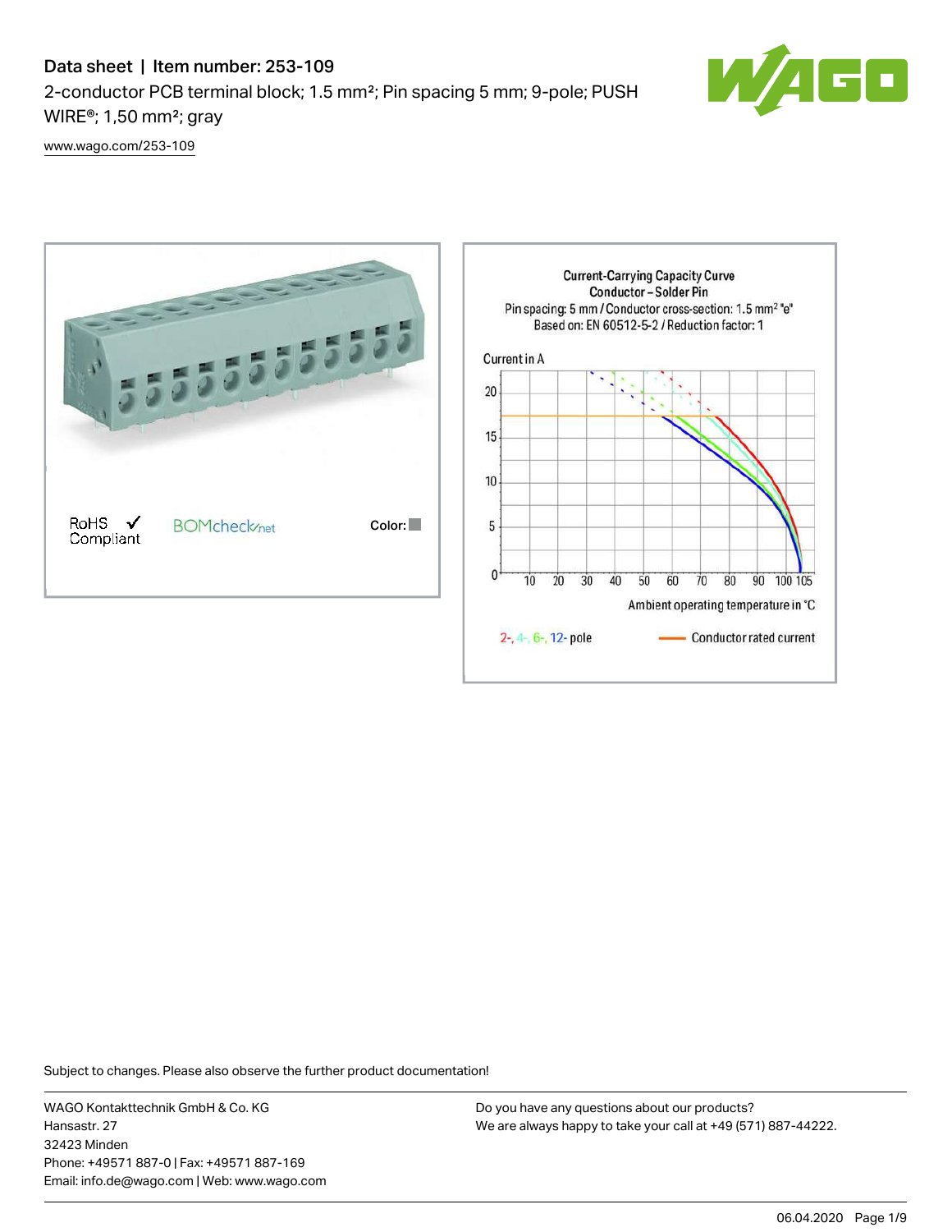# Data sheet | Item number: 253-109

2-conductor PCB terminal block; 1.5 mm²; Pin spacing 5 mm; 9-pole; PUSH WIRE®; 1,50 mm²; gray

www.wago.com/253-109

RoHS ✓ Compliant

BOMcheck.net

Color:

Current-Carrying Capacity Curve
Conductor – Solder Pin
Pin spacing: 5 mm / Conductor cross-section: 1.5 mm² "e"
Based on: EN 60512-5-2 / Reduction factor: 1

Current in A

Ambient operating temperature in °C

2-, 4-, 6-, 12- pole

Conductor rated current

Subject to changes. Please also observe the further product documentation!

WAGO Kontakttechnik GmbH & Co. KG
Hansastr. 27
32423 Minden
Phone: +49571 887-0 | Fax: +49571 887-169
Email: info.de@wago.com | Web: www.wago.com

Do you have any questions about our products?
We are always happy to take your call at +49 (571) 887-44222.

06.04.2020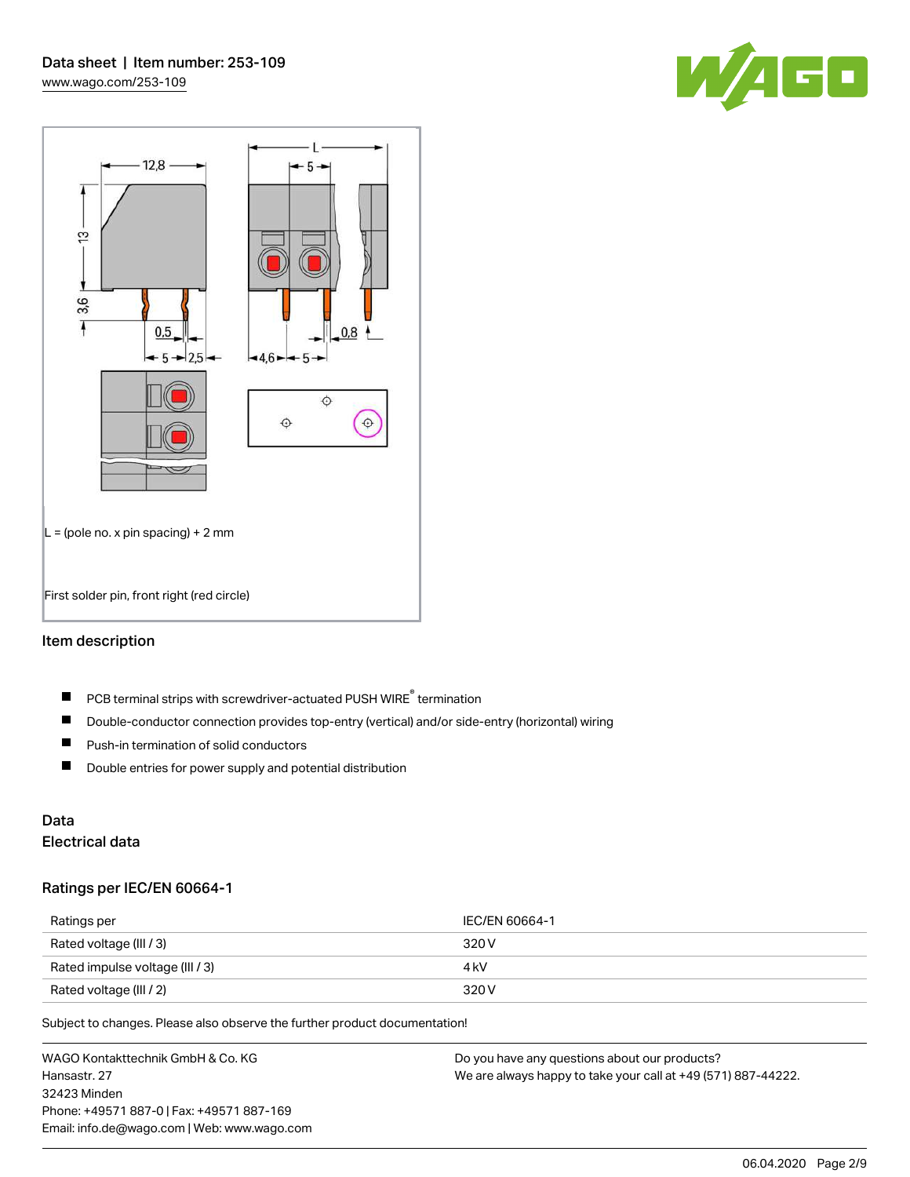L = (pole no. x pin spacing) + 2 mm

First solder pin, front right (red circle)

## Item description

- PCB terminal strips with screwdriver-actuated PUSH WIRE® termination
- Double-conductor connection provides top-entry (vertical) and/or side-entry (horizontal) wiring
- Push-in termination of solid conductors
- Double entries for power supply and potential distribution

## Data

### Electrical data

### Ratings per IEC/EN 60664-1

| Ratings per | IEC/EN 60664-1 |
|---|---|
| Rated voltage (III / 3) | 320 V |
| Rated impulse voltage (III / 3) | 4 kV |
| Rated voltage (III / 2) | 320 V |

Subject to changes. Please also observe the further product documentation!

WAGO Kontakttechnik GmbH & Co. KG
Hansastr. 27
32423 Minden
Phone: +49571 887-0 | Fax: +49571 887-169
Email: info.de@wago.com | Web: www.wago.com

Do you have any questions about our products?
We are always happy to take your call at +49 (571) 887-44222.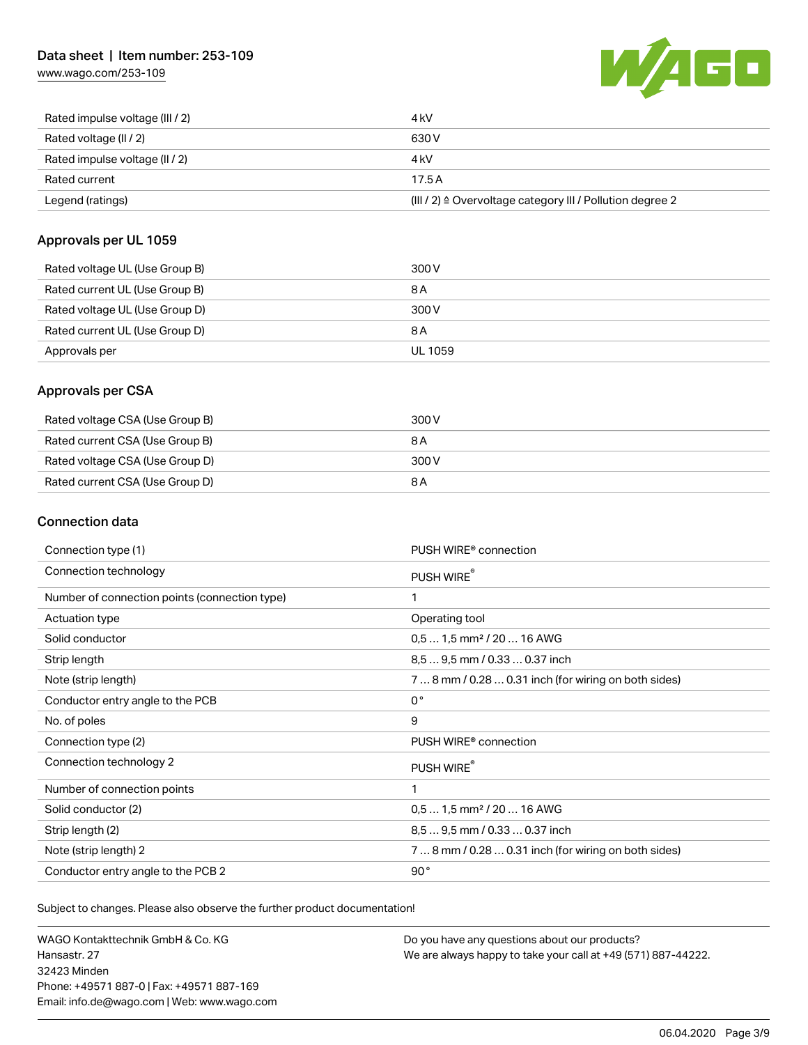| | |
|---|---|
| Rated impulse voltage (III / 2) | 4 kV |
| Rated voltage (II / 2) | 630 V |
| Rated impulse voltage (II / 2) | 4 kV |
| Rated current | 17.5 A |
| Legend (ratings) | (III / 2) ≙ Overvoltage category III / Pollution degree 2 |

## Approvals per UL 1059

| | |
|---|---|
| Rated voltage UL (Use Group B) | 300 V |
| Rated current UL (Use Group B) | 8 A |
| Rated voltage UL (Use Group D) | 300 V |
| Rated current UL (Use Group D) | 8 A |
| Approvals per | UL 1059 |

## Approvals per CSA

| | |
|---|---|
| Rated voltage CSA (Use Group B) | 300 V |
| Rated current CSA (Use Group B) | 8 A |
| Rated voltage CSA (Use Group D) | 300 V |
| Rated current CSA (Use Group D) | 8 A |

## Connection data

| | |
|---|---|
| Connection type (1) | PUSH WIRE® connection |
| Connection technology | PUSH WIRE® |
| Number of connection points (connection type) | 1 |
| Actuation type | Operating tool |
| Solid conductor | 0,5 … 1,5 mm² / 20 … 16 AWG |
| Strip length | 8,5 … 9,5 mm / 0.33 … 0.37 inch |
| Note (strip length) | 7 … 8 mm / 0.28 … 0.31 inch (for wiring on both sides) |
| Conductor entry angle to the PCB | 0 ° |
| No. of poles | 9 |
| Connection type (2) | PUSH WIRE® connection |
| Connection technology 2 | PUSH WIRE® |
| Number of connection points | 1 |
| Solid conductor (2) | 0,5 … 1,5 mm² / 20 … 16 AWG |
| Strip length (2) | 8,5 … 9,5 mm / 0.33 … 0.37 inch |
| Note (strip length) 2 | 7 … 8 mm / 0.28 … 0.31 inch (for wiring on both sides) |
| Conductor entry angle to the PCB 2 | 90 ° |

Subject to changes. Please also observe the further product documentation!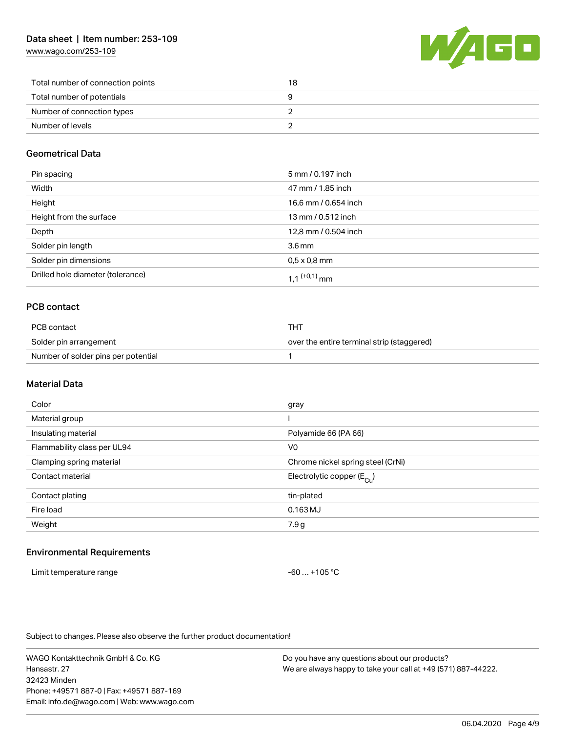| | |
|---|---|
| Total number of connection points | 18 |
| Total number of potentials | 9 |
| Number of connection types | 2 |
| Number of levels | 2 |

## Geometrical Data

| | |
|---|---|
| Pin spacing | 5 mm / 0.197 inch |
| Width | 47 mm / 1.85 inch |
| Height | 16,6 mm / 0.654 inch |
| Height from the surface | 13 mm / 0.512 inch |
| Depth | 12,8 mm / 0.504 inch |
| Solder pin length | 3.6 mm |
| Solder pin dimensions | 0,5 x 0,8 mm |
| Drilled hole diameter (tolerance) | 1,1 $^{(+0,1)}$ mm |

## PCB contact

| | |
|---|---|
| PCB contact | THT |
| Solder pin arrangement | over the entire terminal strip (staggered) |
| Number of solder pins per potential | 1 |

## Material Data

| | |
|---|---|
| Color | gray |
| Material group | I |
| Insulating material | Polyamide 66 (PA 66) |
| Flammability class per UL94 | V0 |
| Clamping spring material | Chrome nickel spring steel (CrNi) |
| Contact material | Electrolytic copper ($E_{Cu}$) |
| Contact plating | tin-plated |
| Fire load | 0.163 MJ |
| Weight | 7.9 g |

## Environmental Requirements

| | |
|---|---|
| Limit temperature range | -60 … +105 °C |

Subject to changes. Please also observe the further product documentation!

WAGO Kontakttechnik GmbH & Co. KG
Hansastr. 27
32423 Minden
Phone: +49571 887-0 | Fax: +49571 887-169
Email: info.de@wago.com | Web: www.wago.com

Do you have any questions about our products?
We are always happy to take your call at +49 (571) 887-44222.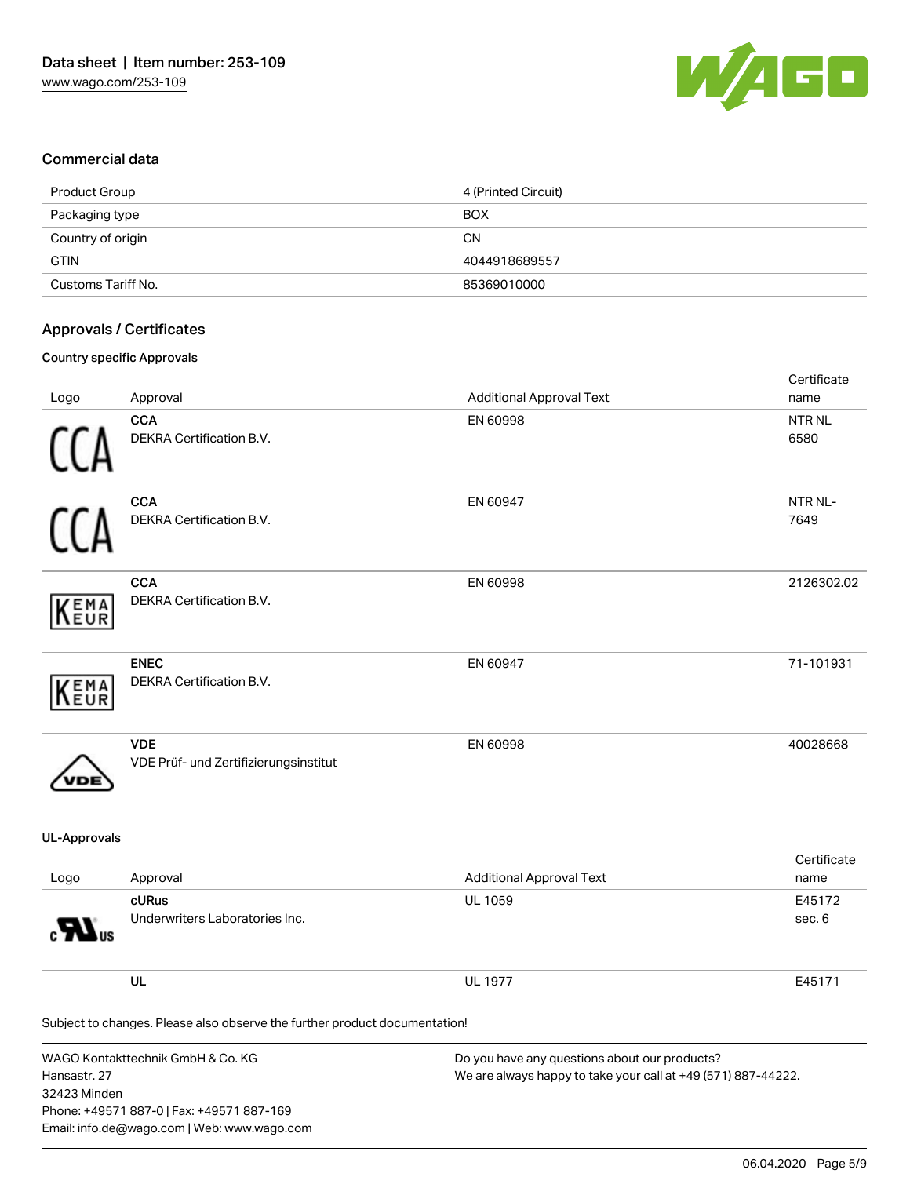## Commercial data

| | |
|---|---|
| Product Group | 4 (Printed Circuit) |
| Packaging type | BOX |
| Country of origin | CN |
| GTIN | 4044918689557 |
| Customs Tariff No. | 85369010000 |

## Approvals / Certificates

### Country specific Approvals

| Logo | Approval | Additional Approval Text | Certificate name |
|---|---|---|---|
| | **CCA**<br>DEKRA Certification B.V. | EN 60998 | NTR NL 6580 |
| | **CCA**<br>DEKRA Certification B.V. | EN 60947 | NTR NL-7649 |
| | **CCA**<br>DEKRA Certification B.V. | EN 60998 | 2126302.02 |
| | **ENEC**<br>DEKRA Certification B.V. | EN 60947 | 71-101931 |
| | **VDE**<br>VDE Prüf- und Zertifizierungsinstitut | EN 60998 | 40028668 |

### UL-Approvals

| Logo | Approval | Additional Approval Text | Certificate name |
|---|---|---|---|
| | **cURus**<br>Underwriters Laboratories Inc. | UL 1059 | E45172 sec. 6 |
| | **UL** | UL 1977 | E45171 |

Subject to changes. Please also observe the further product documentation!

WAGO Kontakttechnik GmbH & Co. KG
Hansastr. 27
32423 Minden
Phone: +49571 887-0 | Fax: +49571 887-169
Email: info.de@wago.com | Web: www.wago.com

Do you have any questions about our products?
We are always happy to take your call at +49 (571) 887-44222.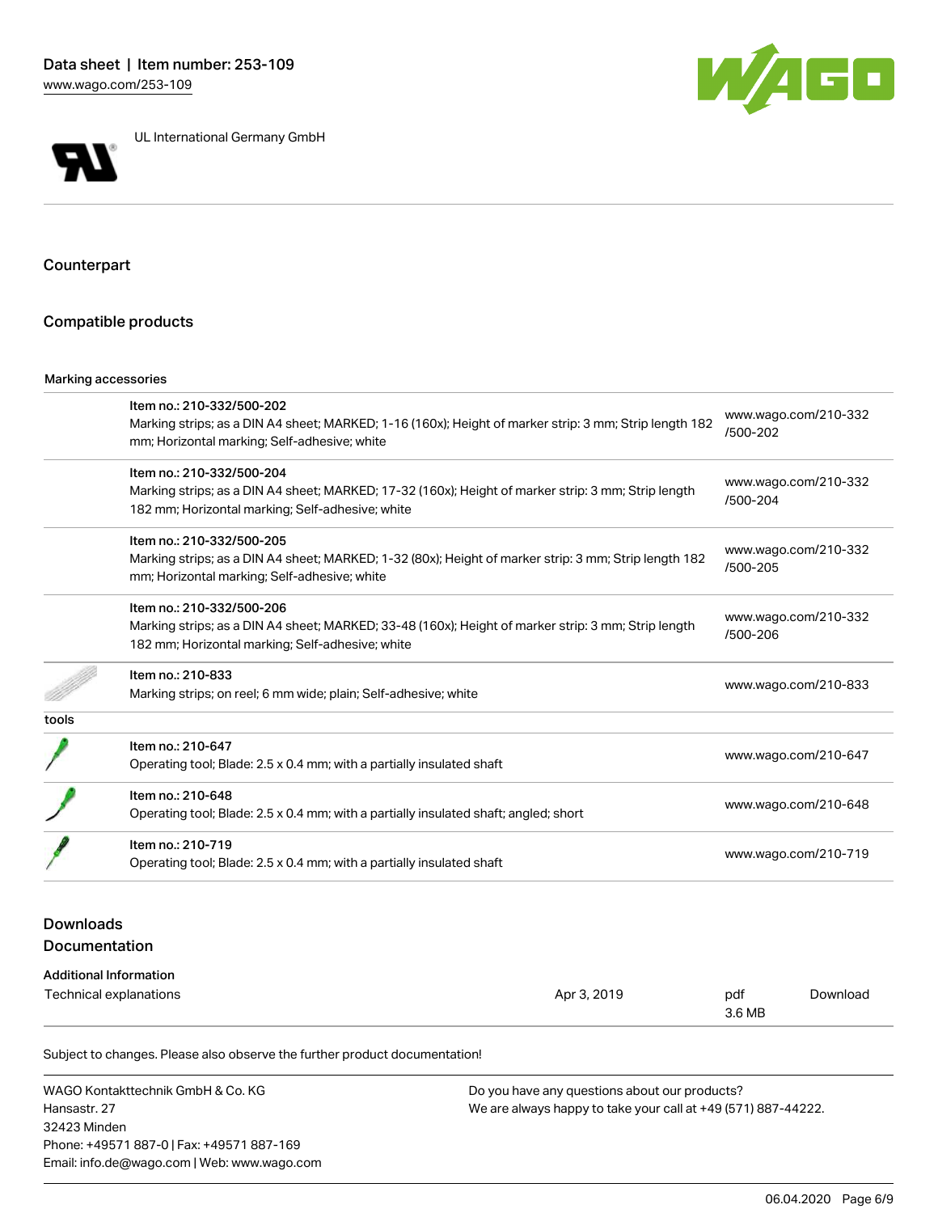UL International Germany GmbH

## Counterpart

## Compatible products

### Marking accessories

| Item | Description | Link |
| --- | --- | --- |
| Item no.: 210-332/500-202 | Marking strips; as a DIN A4 sheet; MARKED; 1-16 (160x); Height of marker strip: 3 mm; Strip length 182 mm; Horizontal marking; Self-adhesive; white | www.wago.com/210-332/500-202 |
| Item no.: 210-332/500-204 | Marking strips; as a DIN A4 sheet; MARKED; 17-32 (160x); Height of marker strip: 3 mm; Strip length 182 mm; Horizontal marking; Self-adhesive; white | www.wago.com/210-332/500-204 |
| Item no.: 210-332/500-205 | Marking strips; as a DIN A4 sheet; MARKED; 1-32 (80x); Height of marker strip: 3 mm; Strip length 182 mm; Horizontal marking; Self-adhesive; white | www.wago.com/210-332/500-205 |
| Item no.: 210-332/500-206 | Marking strips; as a DIN A4 sheet; MARKED; 33-48 (160x); Height of marker strip: 3 mm; Strip length 182 mm; Horizontal marking; Self-adhesive; white | www.wago.com/210-332/500-206 |
| Item no.: 210-833 | Marking strips; on reel; 6 mm wide; plain; Self-adhesive; white | www.wago.com/210-833 |

### tools

| Item | Description | Link |
| --- | --- | --- |
| Item no.: 210-647 | Operating tool; Blade: 2.5 x 0.4 mm; with a partially insulated shaft | www.wago.com/210-647 |
| Item no.: 210-648 | Operating tool; Blade: 2.5 x 0.4 mm; with a partially insulated shaft; angled; short | www.wago.com/210-648 |
| Item no.: 210-719 | Operating tool; Blade: 2.5 x 0.4 mm; with a partially insulated shaft | www.wago.com/210-719 |

## Downloads
## Documentation

### Additional Information

| Document | Date | Format | |
| --- | --- | --- | --- |
| Technical explanations | Apr 3, 2019 | pdf 3.6 MB | Download |

Subject to changes. Please also observe the further product documentation!

WAGO Kontakttechnik GmbH & Co. KG
Hansastr. 27
32423 Minden
Phone: +49571 887-0 | Fax: +49571 887-169
Email: info.de@wago.com | Web: www.wago.com

Do you have any questions about our products?
We are always happy to take your call at +49 (571) 887-44222.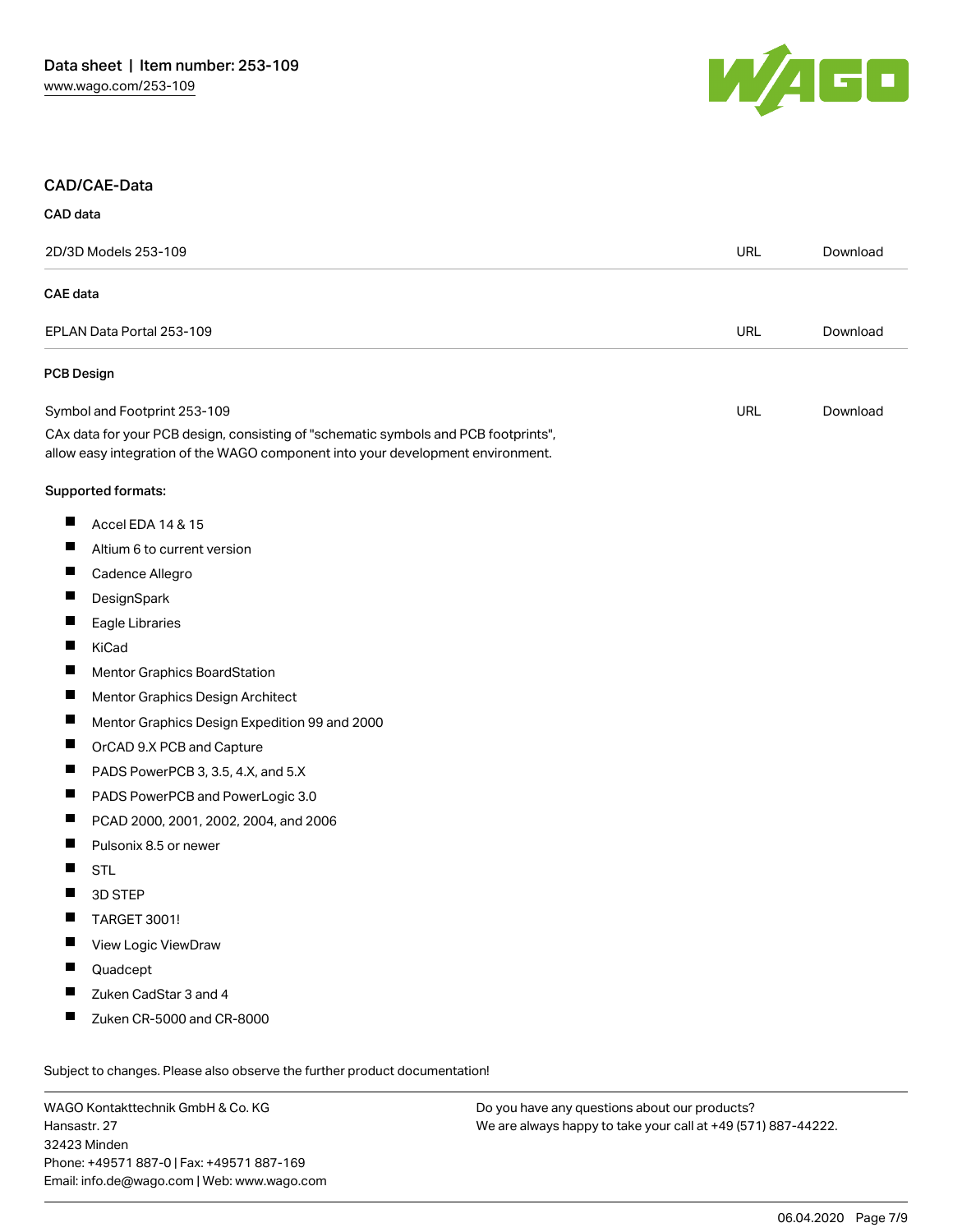## CAD/CAE-Data

### CAD data

| | | |
|---|---|---|
| 2D/3D Models 253-109 | URL | Download |

### CAE data

| | | |
|---|---|---|
| EPLAN Data Portal 253-109 | URL | Download |

### PCB Design

| | | |
|---|---|---|
| Symbol and Footprint 253-109 | URL | Download |

CAx data for your PCB design, consisting of "schematic symbols and PCB footprints", allow easy integration of the WAGO component into your development environment.

Supported formats:

- Accel EDA 14 & 15
- Altium 6 to current version
- Cadence Allegro
- DesignSpark
- Eagle Libraries
- KiCad
- Mentor Graphics BoardStation
- Mentor Graphics Design Architect
- Mentor Graphics Design Expedition 99 and 2000
- OrCAD 9.X PCB and Capture
- PADS PowerPCB 3, 3.5, 4.X, and 5.X
- PADS PowerPCB and PowerLogic 3.0
- PCAD 2000, 2001, 2002, 2004, and 2006
- Pulsonix 8.5 or newer
- STL
- 3D STEP
- TARGET 3001!
- View Logic ViewDraw
- Quadcept
- Zuken CadStar 3 and 4
- Zuken CR-5000 and CR-8000

Subject to changes. Please also observe the further product documentation!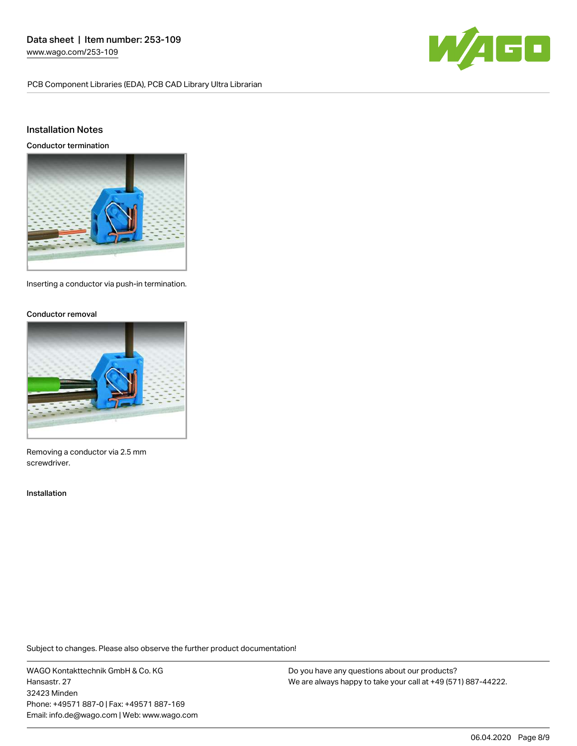## Installation Notes

### Conductor termination

Inserting a conductor via push-in termination.

### Conductor removal

Removing a conductor via 2.5 mm screwdriver.

### Installation

Subject to changes. Please also observe the further product documentation!

WAGO Kontakttechnik GmbH & Co. KG
Hansastr. 27
32423 Minden
Phone: +49571 887-0 | Fax: +49571 887-169
Email: info.de@wago.com | Web: www.wago.com

Do you have any questions about our products?
We are always happy to take your call at +49 (571) 887-44222.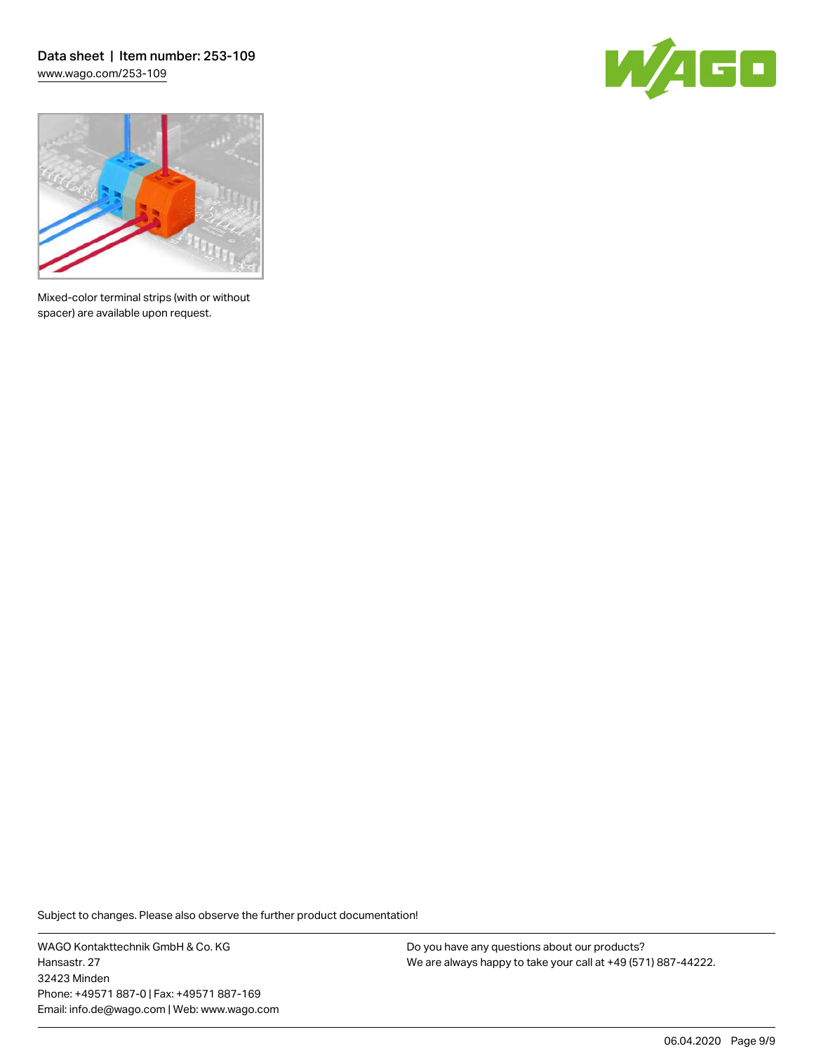Mixed-color terminal strips (with or without spacer) are available upon request.

Subject to changes. Please also observe the further product documentation!

WAGO Kontakttechnik GmbH & Co. KG
Hansastr. 27
32423 Minden
Phone: +49571 887-0 | Fax: +49571 887-169
Email: info.de@wago.com | Web: www.wago.com

Do you have any questions about our products?
We are always happy to take your call at +49 (571) 887-44222.